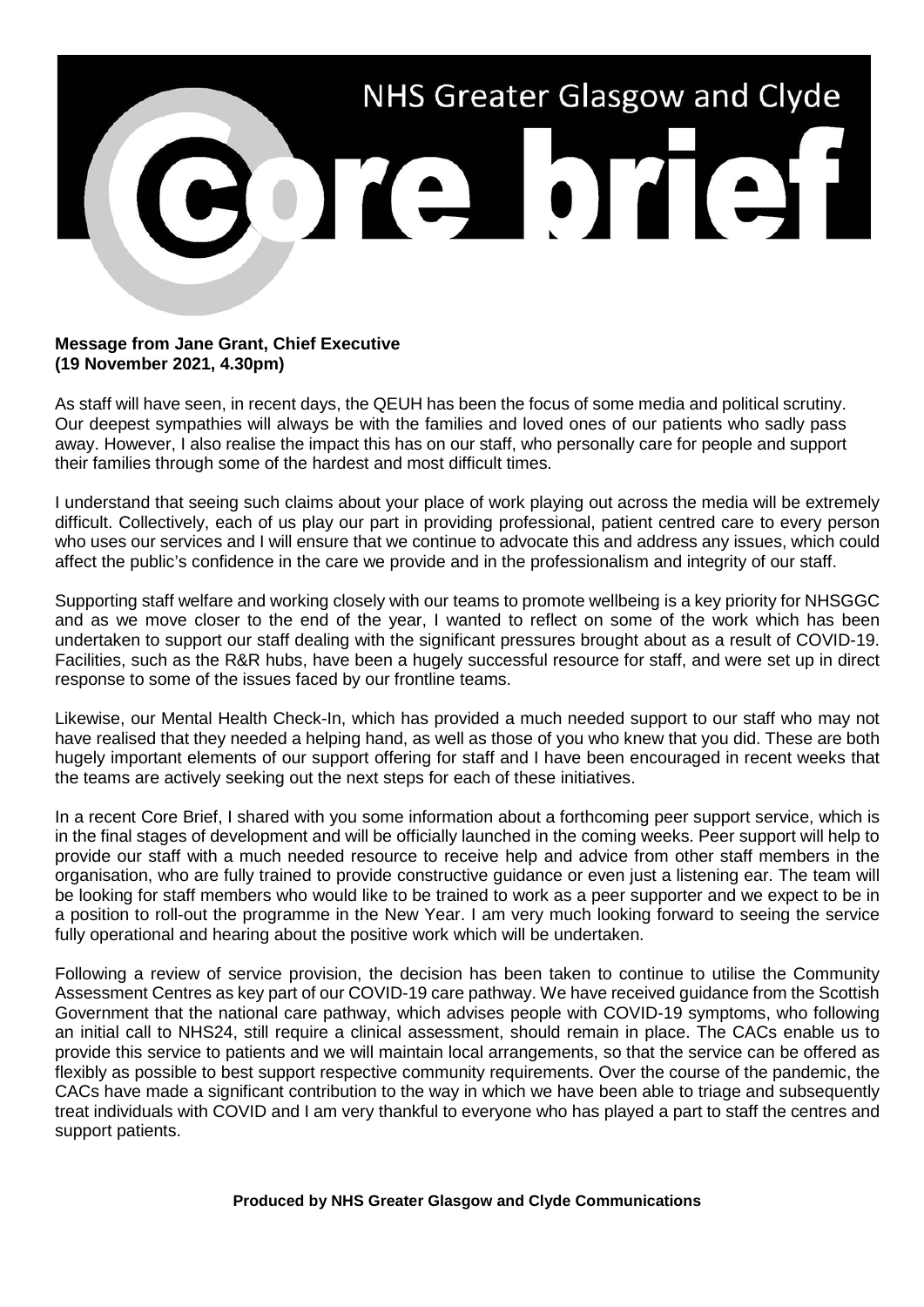# NHS Greater Glasgow and Clyde

# Core brief

**Message from Jane Grant, Chief Executive**
**(19 November 2021, 4.30pm)**

As staff will have seen, in recent days, the QEUH has been the focus of some media and political scrutiny. Our deepest sympathies will always be with the families and loved ones of our patients who sadly pass away. However, I also realise the impact this has on our staff, who personally care for people and support their families through some of the hardest and most difficult times.

I understand that seeing such claims about your place of work playing out across the media will be extremely difficult. Collectively, each of us play our part in providing professional, patient centred care to every person who uses our services and I will ensure that we continue to advocate this and address any issues, which could affect the public's confidence in the care we provide and in the professionalism and integrity of our staff.

Supporting staff welfare and working closely with our teams to promote wellbeing is a key priority for NHSGGC and as we move closer to the end of the year, I wanted to reflect on some of the work which has been undertaken to support our staff dealing with the significant pressures brought about as a result of COVID-19. Facilities, such as the R&R hubs, have been a hugely successful resource for staff, and were set up in direct response to some of the issues faced by our frontline teams.

Likewise, our Mental Health Check-In, which has provided a much needed support to our staff who may not have realised that they needed a helping hand, as well as those of you who knew that you did. These are both hugely important elements of our support offering for staff and I have been encouraged in recent weeks that the teams are actively seeking out the next steps for each of these initiatives.

In a recent Core Brief, I shared with you some information about a forthcoming peer support service, which is in the final stages of development and will be officially launched in the coming weeks. Peer support will help to provide our staff with a much needed resource to receive help and advice from other staff members in the organisation, who are fully trained to provide constructive guidance or even just a listening ear. The team will be looking for staff members who would like to be trained to work as a peer supporter and we expect to be in a position to roll-out the programme in the New Year. I am very much looking forward to seeing the service fully operational and hearing about the positive work which will be undertaken.

Following a review of service provision, the decision has been taken to continue to utilise the Community Assessment Centres as key part of our COVID-19 care pathway. We have received guidance from the Scottish Government that the national care pathway, which advises people with COVID-19 symptoms, who following an initial call to NHS24, still require a clinical assessment, should remain in place. The CACs enable us to provide this service to patients and we will maintain local arrangements, so that the service can be offered as flexibly as possible to best support respective community requirements. Over the course of the pandemic, the CACs have made a significant contribution to the way in which we have been able to triage and subsequently treat individuals with COVID and I am very thankful to everyone who has played a part to staff the centres and support patients.

**Produced by NHS Greater Glasgow and Clyde Communications**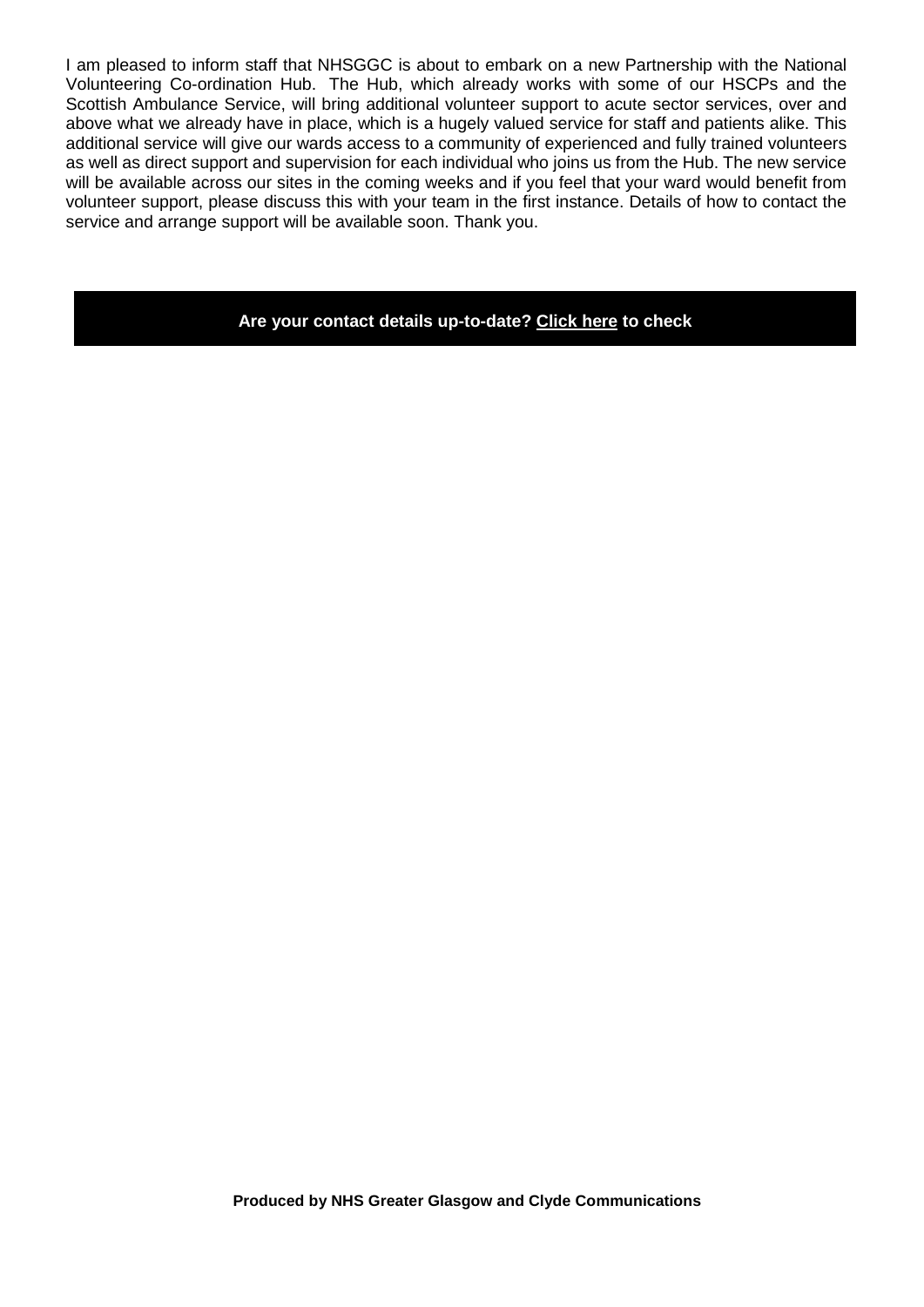I am pleased to inform staff that NHSGGC is about to embark on a new Partnership with the National Volunteering Co-ordination Hub. The Hub, which already works with some of our HSCPs and the Scottish Ambulance Service, will bring additional volunteer support to acute sector services, over and above what we already have in place, which is a hugely valued service for staff and patients alike. This additional service will give our wards access to a community of experienced and fully trained volunteers as well as direct support and supervision for each individual who joins us from the Hub. The new service will be available across our sites in the coming weeks and if you feel that your ward would benefit from volunteer support, please discuss this with your team in the first instance. Details of how to contact the service and arrange support will be available soon. Thank you.

**Are your contact details up-to-date? Click here to check**

**Produced by NHS Greater Glasgow and Clyde Communications**